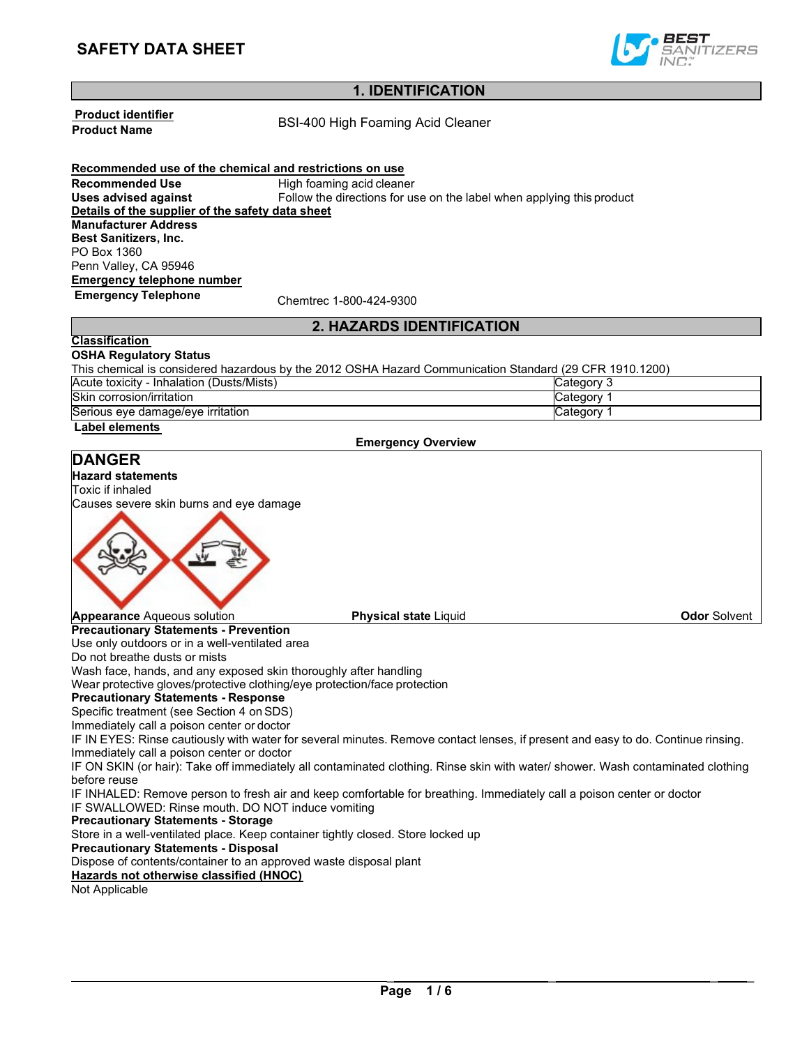# SAFETY DATA SHEET

## 1. IDENTIFICATION

**Product identifier**

**Product Name** BSI-400 High Foaming Acid Cleaner

**Recommended use of the chemical and restrictions on use**

**Recommended Use** High foaming acid cleaner

**Uses advised against** Follow the directions for use on the label when applying this product

**Details of the supplier of the safety data sheet**

**Manufacturer Address**

**Best Sanitizers, Inc.**
PO Box 1360
Penn Valley, CA 95946

**Emergency telephone number**

**Emergency Telephone** Chemtrec 1-800-424-9300

## 2. HAZARDS IDENTIFICATION

**Classification**

**OSHA Regulatory Status**

This chemical is considered hazardous by the 2012 OSHA Hazard Communication Standard (29 CFR 1910.1200)

| Hazard | Category |
|---|---|
| Acute toxicity - Inhalation (Dusts/Mists) | Category 3 |
| Skin corrosion/irritation | Category 1 |
| Serious eye damage/eye irritation | Category 1 |

**Label elements**

**Emergency Overview**

### DANGER

**Hazard statements**

Toxic if inhaled

Causes severe skin burns and eye damage

**Appearance** Aqueous solution **Physical state** Liquid **Odor** Solvent

**Precautionary Statements - Prevention**

Use only outdoors or in a well-ventilated area

Do not breathe dusts or mists

Wash face, hands, and any exposed skin thoroughly after handling

Wear protective gloves/protective clothing/eye protection/face protection

**Precautionary Statements - Response**

Specific treatment (see Section 4 on SDS)

Immediately call a poison center or doctor

IF IN EYES: Rinse cautiously with water for several minutes. Remove contact lenses, if present and easy to do. Continue rinsing.

Immediately call a poison center or doctor

IF ON SKIN (or hair): Take off immediately all contaminated clothing. Rinse skin with water/ shower. Wash contaminated clothing before reuse

IF INHALED: Remove person to fresh air and keep comfortable for breathing. Immediately call a poison center or doctor

IF SWALLOWED: Rinse mouth. DO NOT induce vomiting

**Precautionary Statements - Storage**

Store in a well-ventilated place. Keep container tightly closed. Store locked up

**Precautionary Statements - Disposal**

Dispose of contents/container to an approved waste disposal plant

**Hazards not otherwise classified (HNOC)**

Not Applicable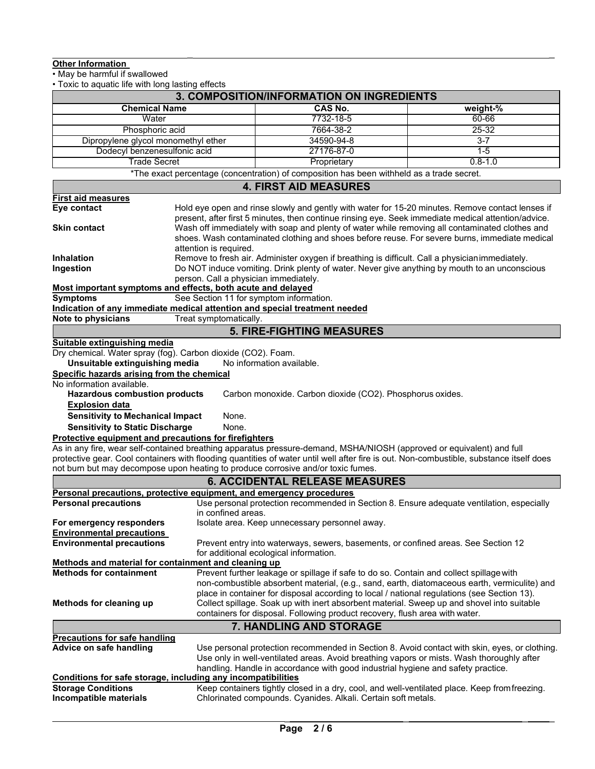**Other Information**

- May be harmful if swallowed
- Toxic to aquatic life with long lasting effects

## 3. COMPOSITION/INFORMATION ON INGREDIENTS

| Chemical Name | CAS No. | weight-% |
|---|---|---|
| Water | 7732-18-5 | 60-66 |
| Phosphoric acid | 7664-38-2 | 25-32 |
| Dipropylene glycol monomethyl ether | 34590-94-8 | 3-7 |
| Dodecyl benzenesulfonic acid | 27176-87-0 | 1-5 |
| Trade Secret | Proprietary | 0.8-1.0 |

*The exact percentage (concentration) of composition has been withheld as a trade secret.

## 4. FIRST AID MEASURES

**First aid measures**

**Eye contact**: Hold eye open and rinse slowly and gently with water for 15-20 minutes. Remove contact lenses if present, after first 5 minutes, then continue rinsing eye. Seek immediate medical attention/advice.

**Skin contact**: Wash off immediately with soap and plenty of water while removing all contaminated clothes and shoes. Wash contaminated clothing and shoes before reuse. For severe burns, immediate medical attention is required.

**Inhalation**: Remove to fresh air. Administer oxygen if breathing is difficult. Call a physician immediately.

**Ingestion**: Do NOT induce vomiting. Drink plenty of water. Never give anything by mouth to an unconscious person. Call a physician immediately.

**Most important symptoms and effects, both acute and delayed**

**Symptoms**: See Section 11 for symptom information.

**Indication of any immediate medical attention and special treatment needed**

**Note to physicians**: Treat symptomatically.

## 5. FIRE-FIGHTING MEASURES

**Suitable extinguishing media**

Dry chemical. Water spray (fog). Carbon dioxide ($CO_2$). Foam.

**Unsuitable extinguishing media**: No information available.

**Specific hazards arising from the chemical**

No information available.

**Hazardous combustion products**: Carbon monoxide. Carbon dioxide ($CO_2$). Phosphorus oxides.

**Explosion data**

**Sensitivity to Mechanical Impact**: None.

**Sensitivity to Static Discharge**: None.

**Protective equipment and precautions for firefighters**

As in any fire, wear self-contained breathing apparatus pressure-demand, MSHA/NIOSH (approved or equivalent) and full protective gear. Cool containers with flooding quantities of water until well after fire is out. Non-combustible, substance itself does not burn but may decompose upon heating to produce corrosive and/or toxic fumes.

## 6. ACCIDENTAL RELEASE MEASURES

**Personal precautions, protective equipment, and emergency procedures**

**Personal precautions**: Use personal protection recommended in Section 8. Ensure adequate ventilation, especially in confined areas.

**For emergency responders**: Isolate area. Keep unnecessary personnel away.

**Environmental precautions**

**Environmental precautions**: Prevent entry into waterways, sewers, basements, or confined areas. See Section 12 for additional ecological information.

**Methods and material for containment and cleaning up**

**Methods for containment**: Prevent further leakage or spillage if safe to do so. Contain and collect spillage with non-combustible absorbent material, (e.g., sand, earth, diatomaceous earth, vermiculite) and place in container for disposal according to local / national regulations (see Section 13).

**Methods for cleaning up**: Collect spillage. Soak up with inert absorbent material. Sweep up and shovel into suitable containers for disposal. Following product recovery, flush area with water.

## 7. HANDLING AND STORAGE

**Precautions for safe handling**

**Advice on safe handling**: Use personal protection recommended in Section 8. Avoid contact with skin, eyes, or clothing. Use only in well-ventilated areas. Avoid breathing vapors or mists. Wash thoroughly after handling. Handle in accordance with good industrial hygiene and safety practice.

**Conditions for safe storage, including any incompatibilities**

**Storage Conditions**: Keep containers tightly closed in a dry, cool, and well-ventilated place. Keep from freezing.

**Incompatible materials**: Chlorinated compounds. Cyanides. Alkali. Certain soft metals.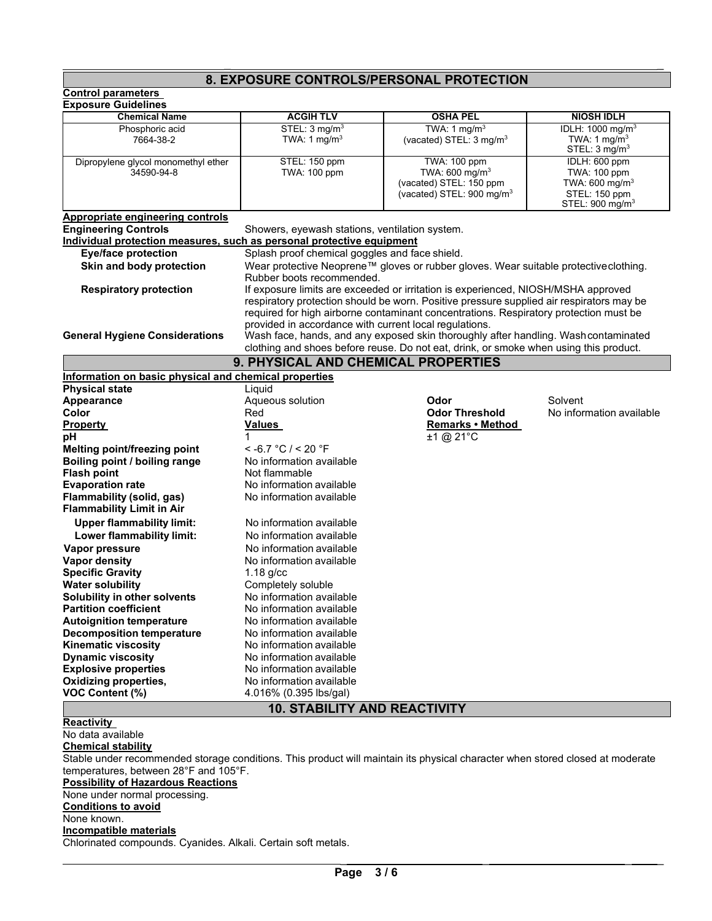## 8. EXPOSURE CONTROLS/PERSONAL PROTECTION

**Control parameters**

**Exposure Guidelines**

| Chemical Name | ACGIH TLV | OSHA PEL | NIOSH IDLH |
|---|---|---|---|
| Phosphoric acid<br>7664-38-2 | STEL: 3 mg/m$^3$<br>TWA: 1 mg/m$^3$ | TWA: 1 mg/m$^3$<br>(vacated) STEL: 3 mg/m$^3$ | IDLH: 1000 mg/m$^3$<br>TWA: 1 mg/m$^3$<br>STEL: 3 mg/m$^3$ |
| Dipropylene glycol monomethyl ether<br>34590-94-8 | STEL: 150 ppm<br>TWA: 100 ppm | TWA: 100 ppm<br>TWA: 600 mg/m$^3$<br>(vacated) STEL: 150 ppm<br>(vacated) STEL: 900 mg/m$^3$ | IDLH: 600 ppm<br>TWA: 100 ppm<br>TWA: 600 mg/m$^3$<br>STEL: 150 ppm<br>STEL: 900 mg/m$^3$ |

**Appropriate engineering controls**

**Engineering Controls** Showers, eyewash stations, ventilation system.

**Individual protection measures, such as personal protective equipment**

**Eye/face protection** Splash proof chemical goggles and face shield.

**Skin and body protection** Wear protective Neoprene™ gloves or rubber gloves. Wear suitable protective clothing. Rubber boots recommended.

**Respiratory protection** If exposure limits are exceeded or irritation is experienced, NIOSH/MSHA approved respiratory protection should be worn. Positive pressure supplied air respirators may be required for high airborne contaminant concentrations. Respiratory protection must be provided in accordance with current local regulations.

**General Hygiene Considerations** Wash face, hands, and any exposed skin thoroughly after handling. Wash contaminated clothing and shoes before reuse. Do not eat, drink, or smoke when using this product.

## 9. PHYSICAL AND CHEMICAL PROPERTIES

**Information on basic physical and chemical properties**

**Physical state** Liquid

**Appearance** Aqueous solution  **Odor** Solvent

**Color** Red  **Odor Threshold** No information available

| Property | Values | Remarks • Method |
|---|---|---|
| **pH** | 1 | ±1 @ 21°C |
| **Melting point/freezing point** | < -6.7 °C / < 20 °F | |
| **Boiling point / boiling range** | No information available | |
| **Flash point** | Not flammable | |
| **Evaporation rate** | No information available | |
| **Flammability (solid, gas)** | No information available | |
| **Flammability Limit in Air** | | |
| **Upper flammability limit:** | No information available | |
| **Lower flammability limit:** | No information available | |
| **Vapor pressure** | No information available | |
| **Vapor density** | No information available | |
| **Specific Gravity** | 1.18 g/cc | |
| **Water solubility** | Completely soluble | |
| **Solubility in other solvents** | No information available | |
| **Partition coefficient** | No information available | |
| **Autoignition temperature** | No information available | |
| **Decomposition temperature** | No information available | |
| **Kinematic viscosity** | No information available | |
| **Dynamic viscosity** | No information available | |
| **Explosive properties** | No information available | |
| **Oxidizing properties,** | No information available | |
| **VOC Content (%)** | 4.016% (0.395 lbs/gal) | |

## 10. STABILITY AND REACTIVITY

**Reactivity**

No data available

**Chemical stability**

Stable under recommended storage conditions. This product will maintain its physical character when stored closed at moderate temperatures, between 28°F and 105°F.

**Possibility of Hazardous Reactions**

None under normal processing.

**Conditions to avoid**

None known.

**Incompatible materials**

Chlorinated compounds. Cyanides. Alkali. Certain soft metals.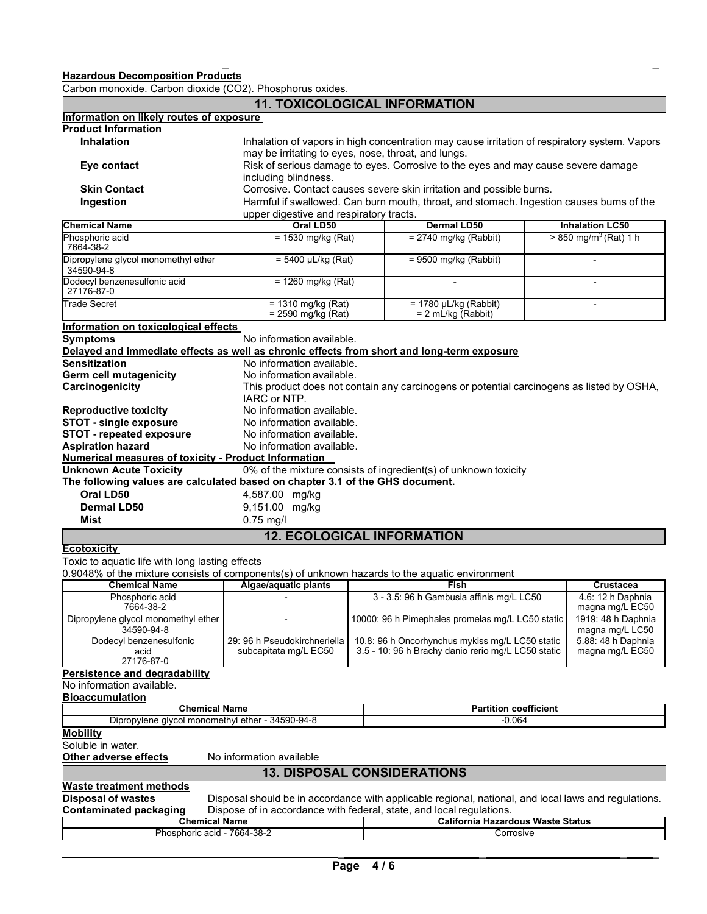**Hazardous Decomposition Products**

Carbon monoxide. Carbon dioxide ($CO_2$). Phosphorus oxides.

## 11. TOXICOLOGICAL INFORMATION

**Information on likely routes of exposure**

**Product Information**

**Inhalation** — Inhalation of vapors in high concentration may cause irritation of respiratory system. Vapors may be irritating to eyes, nose, throat, and lungs.

**Eye contact** — Risk of serious damage to eyes. Corrosive to the eyes and may cause severe damage including blindness.

**Skin Contact** — Corrosive. Contact causes severe skin irritation and possible burns.

**Ingestion** — Harmful if swallowed. Can burn mouth, throat, and stomach. Ingestion causes burns of the upper digestive and respiratory tracts.

| Chemical Name | Oral LD50 | Dermal LD50 | Inhalation LC50 |
|---|---|---|---|
| Phosphoric acid 7664-38-2 | = 1530 mg/kg (Rat) | = 2740 mg/kg (Rabbit) | > 850 $mg/m^3$ (Rat) 1 h |
| Dipropylene glycol monomethyl ether 34590-94-8 | = 5400 µL/kg (Rat) | = 9500 mg/kg (Rabbit) | - |
| Dodecyl benzenesulfonic acid 27176-87-0 | = 1260 mg/kg (Rat) | - | - |
| Trade Secret | = 1310 mg/kg (Rat) = 2590 mg/kg (Rat) | = 1780 µL/kg (Rabbit) = 2 mL/kg (Rabbit) | - |

**Information on toxicological effects**

**Symptoms** — No information available.

**Delayed and immediate effects as well as chronic effects from short and long-term exposure**

**Sensitization** — No information available.

**Germ cell mutagenicity** — No information available.

**Carcinogenicity** — This product does not contain any carcinogens or potential carcinogens as listed by OSHA, IARC or NTP.

**Reproductive toxicity** — No information available.

**STOT - single exposure** — No information available.

**STOT - repeated exposure** — No information available.

**Aspiration hazard** — No information available.

**Numerical measures of toxicity - Product Information**

**Unknown Acute Toxicity** — 0% of the mixture consists of ingredient(s) of unknown toxicity

**The following values are calculated based on chapter 3.1 of the GHS document.**

**Oral LD50** — 4,587.00 mg/kg

**Dermal LD50** — 9,151.00 mg/kg

**Mist** — 0.75 mg/l

## 12. ECOLOGICAL INFORMATION

**Ecotoxicity**

Toxic to aquatic life with long lasting effects

0.9048% of the mixture consists of components(s) of unknown hazards to the aquatic environment

| Chemical Name | Algae/aquatic plants | Fish | Crustacea |
|---|---|---|---|
| Phosphoric acid 7664-38-2 | - | 3 - 3.5: 96 h Gambusia affinis mg/L LC50 | 4.6: 12 h Daphnia magna mg/L EC50 |
| Dipropylene glycol monomethyl ether 34590-94-8 | - | 10000: 96 h Pimephales promelas mg/L LC50 static | 1919: 48 h Daphnia magna mg/L LC50 |
| Dodecyl benzenesulfonic acid 27176-87-0 | 29: 96 h Pseudokirchneriella subcapitata mg/L EC50 | 10.8: 96 h Oncorhynchus mykiss mg/L LC50 static 3.5 - 10: 96 h Brachy danio rerio mg/L LC50 static | 5.88: 48 h Daphnia magna mg/L EC50 |

**Persistence and degradability**

No information available.

**Bioaccumulation**

| Chemical Name | Partition coefficient |
|---|---|
| Dipropylene glycol monomethyl ether - 34590-94-8 | -0.064 |

**Mobility**

Soluble in water.

**Other adverse effects** — No information available

## 13. DISPOSAL CONSIDERATIONS

**Waste treatment methods**

**Disposal of wastes** — Disposal should be in accordance with applicable regional, national, and local laws and regulations.

**Contaminated packaging** — Dispose of in accordance with federal, state, and local regulations.

| Chemical Name | California Hazardous Waste Status |
|---|---|
| Phosphoric acid - 7664-38-2 | Corrosive |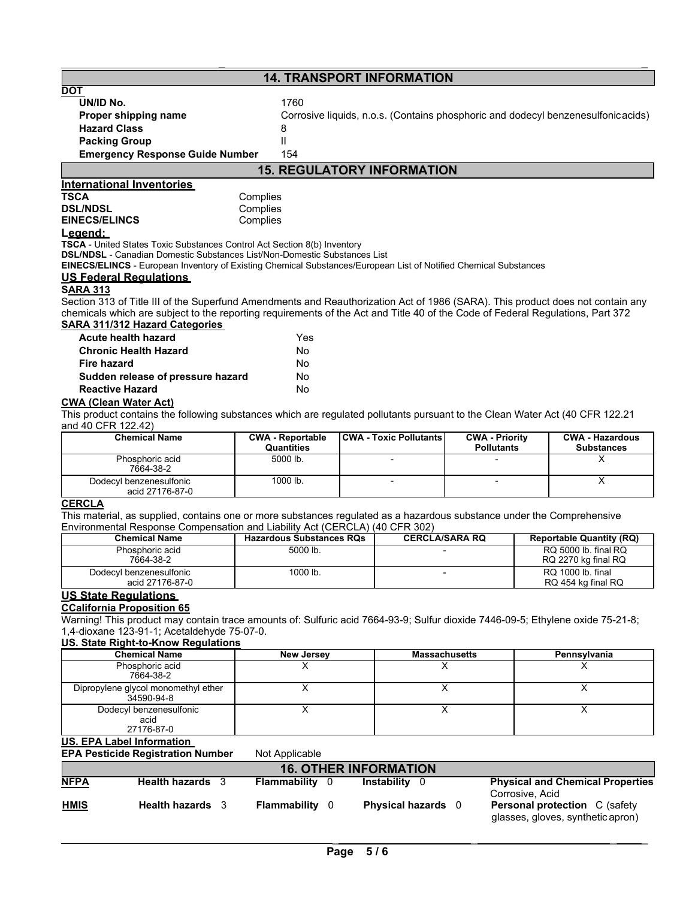## 14. TRANSPORT INFORMATION

**DOT**

| | |
|---|---|
| **UN/ID No.** | 1760 |
| **Proper shipping name** | Corrosive liquids, n.o.s. (Contains phosphoric and dodecyl benzenesulfonicacids) |
| **Hazard Class** | 8 |
| **Packing Group** | II |
| **Emergency Response Guide Number** | 154 |

## 15. REGULATORY INFORMATION

**International Inventories**

| | |
|---|---|
| **TSCA** | Complies |
| **DSL/NDSL** | Complies |
| **EINECS/ELINCS** | Complies |

**Legend:**

**TSCA** - United States Toxic Substances Control Act Section 8(b) Inventory
**DSL/NDSL** - Canadian Domestic Substances List/Non-Domestic Substances List
**EINECS/ELINCS** - European Inventory of Existing Chemical Substances/European List of Notified Chemical Substances

**US Federal Regulations**

**SARA 313**

Section 313 of Title III of the Superfund Amendments and Reauthorization Act of 1986 (SARA). This product does not contain any chemicals which are subject to the reporting requirements of the Act and Title 40 of the Code of Federal Regulations, Part 372

**SARA 311/312 Hazard Categories**

| | |
|---|---|
| **Acute health hazard** | Yes |
| **Chronic Health Hazard** | No |
| **Fire hazard** | No |
| **Sudden release of pressure hazard** | No |
| **Reactive Hazard** | No |

**CWA (Clean Water Act)**

This product contains the following substances which are regulated pollutants pursuant to the Clean Water Act (40 CFR 122.21 and 40 CFR 122.42)

| Chemical Name | CWA - Reportable Quantities | CWA - Toxic Pollutants | CWA - Priority Pollutants | CWA - Hazardous Substances |
|---|---|---|---|---|
| Phosphoric acid 7664-38-2 | 5000 lb. | - | - | X |
| Dodecyl benzenesulfonic acid 27176-87-0 | 1000 lb. | - | - | X |

**CERCLA**

This material, as supplied, contains one or more substances regulated as a hazardous substance under the Comprehensive Environmental Response Compensation and Liability Act (CERCLA) (40 CFR 302)

| Chemical Name | Hazardous Substances RQs | CERCLA/SARA RQ | Reportable Quantity (RQ) |
|---|---|---|---|
| Phosphoric acid 7664-38-2 | 5000 lb. | - | RQ 5000 lb. final RQ RQ 2270 kg final RQ |
| Dodecyl benzenesulfonic acid 27176-87-0 | 1000 lb. | - | RQ 1000 lb. final RQ 454 kg final RQ |

**US State Regulations**

**CCalifornia Proposition 65**

Warning! This product may contain trace amounts of: Sulfuric acid 7664-93-9; Sulfur dioxide 7446-09-5; Ethylene oxide 75-21-8; 1,4-dioxane 123-91-1; Acetaldehyde 75-07-0.

**US. State Right-to-Know Regulations**

| Chemical Name | New Jersey | Massachusetts | Pennsylvania |
|---|---|---|---|
| Phosphoric acid 7664-38-2 | X | X | X |
| Dipropylene glycol monomethyl ether 34590-94-8 | X | X | X |
| Dodecyl benzenesulfonic acid 27176-87-0 | X | X | X |

**US. EPA Label Information**

**EPA Pesticide Registration Number** Not Applicable

## 16. OTHER INFORMATION

| | | | | |
|---|---|---|---|---|
| **NFPA** | **Health hazards** 3 | **Flammability** 0 | **Instability** 0 | **Physical and Chemical Properties** Corrosive, Acid |
| **HMIS** | **Health hazards** 3 | **Flammability** 0 | **Physical hazards** 0 | **Personal protection** C (safety glasses, gloves, synthetic apron) |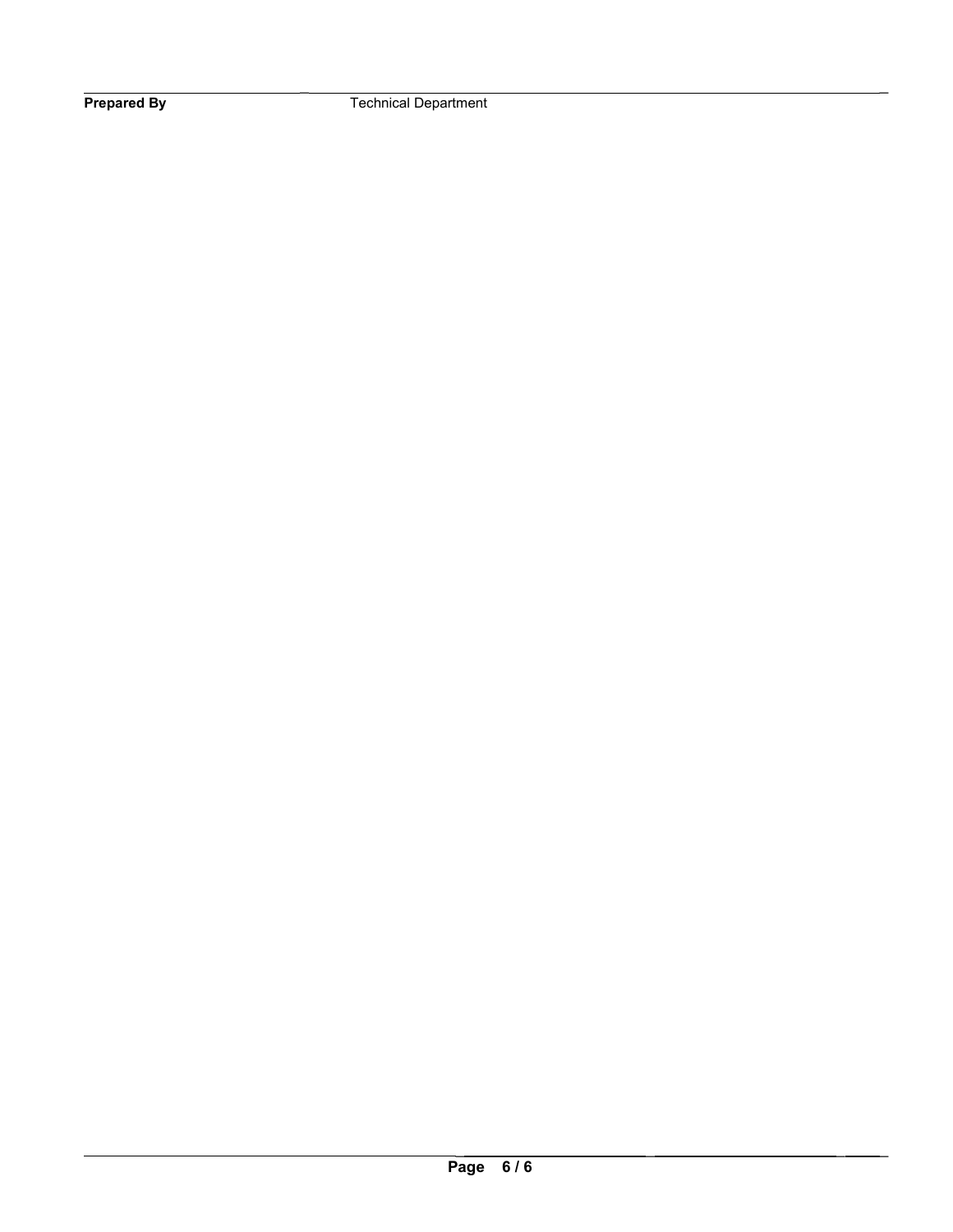| **Prepared By** | Technical Department |
|---|---|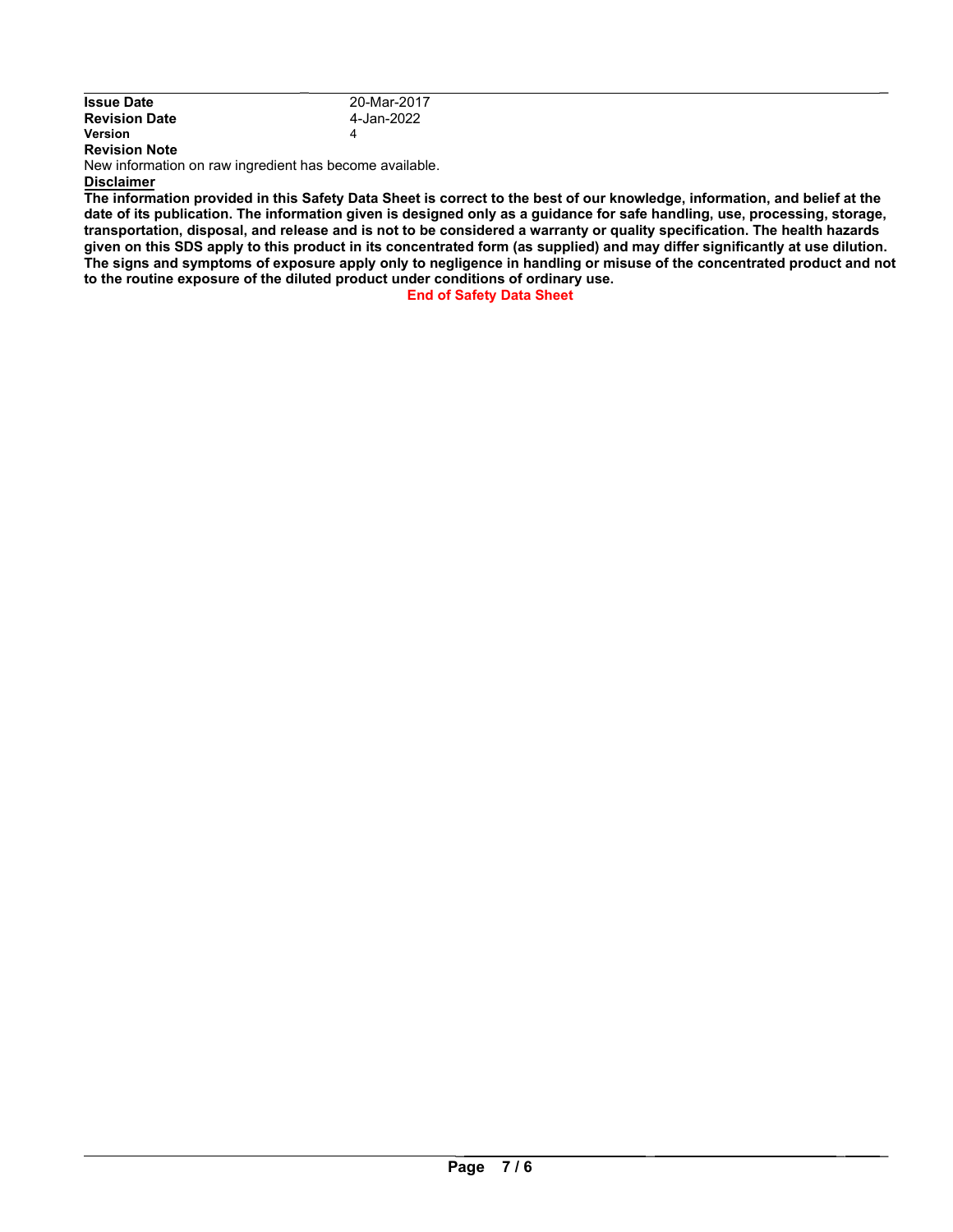| | |
|---|---|
| **Issue Date** | 20-Mar-2017 |
| **Revision Date** | 4-Jan-2022 |
| **Version** | 4 |

**Revision Note**

New information on raw ingredient has become available.

**Disclaimer**

**The information provided in this Safety Data Sheet is correct to the best of our knowledge, information, and belief at the date of its publication. The information given is designed only as a guidance for safe handling, use, processing, storage, transportation, disposal, and release and is not to be considered a warranty or quality specification. The health hazards given on this SDS apply to this product in its concentrated form (as supplied) and may differ significantly at use dilution. The signs and symptoms of exposure apply only to negligence in handling or misuse of the concentrated product and not to the routine exposure of the diluted product under conditions of ordinary use.**

**End of Safety Data Sheet**